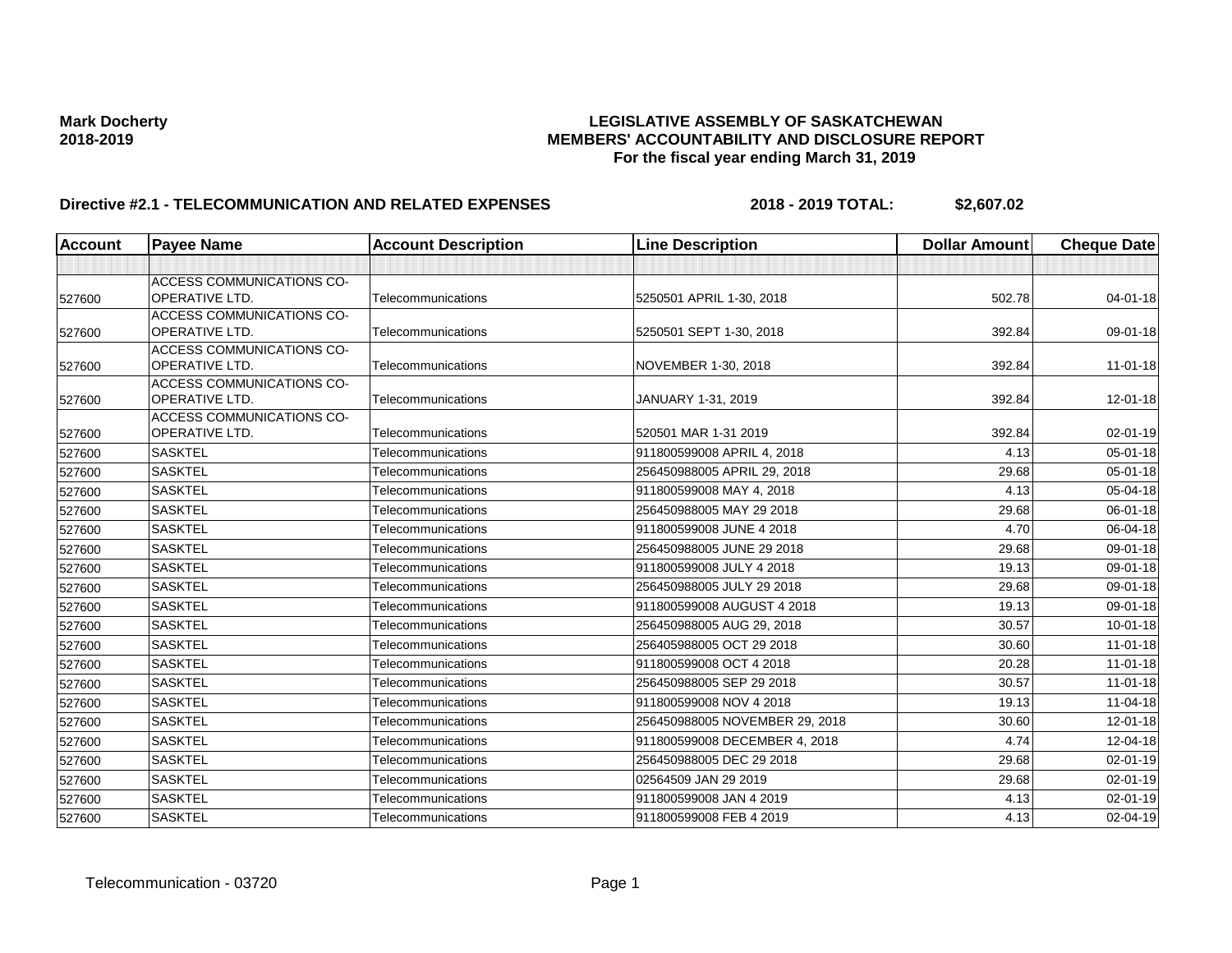**Mark Docherty**
**2018-2019**

**LEGISLATIVE ASSEMBLY OF SASKATCHEWAN**
**MEMBERS' ACCOUNTABILITY AND DISCLOSURE REPORT**
**For the fiscal year ending March 31, 2019**

**Directive #2.1 - TELECOMMUNICATION AND RELATED EXPENSES** **2018 - 2019 TOTAL: $2,607.02**

| Account | Payee Name | Account Description | Line Description | Dollar Amount | Cheque Date |
|---|---|---|---|---|---|
| | | | | | |
| 527600 | ACCESS COMMUNICATIONS CO-OPERATIVE LTD. | Telecommunications | 5250501 APRIL 1-30, 2018 | 502.78 | 04-01-18 |
| 527600 | ACCESS COMMUNICATIONS CO-OPERATIVE LTD. | Telecommunications | 5250501 SEPT 1-30, 2018 | 392.84 | 09-01-18 |
| 527600 | ACCESS COMMUNICATIONS CO-OPERATIVE LTD. | Telecommunications | NOVEMBER 1-30, 2018 | 392.84 | 11-01-18 |
| 527600 | ACCESS COMMUNICATIONS CO-OPERATIVE LTD. | Telecommunications | JANUARY 1-31, 2019 | 392.84 | 12-01-18 |
| 527600 | ACCESS COMMUNICATIONS CO-OPERATIVE LTD. | Telecommunications | 520501 MAR 1-31 2019 | 392.84 | 02-01-19 |
| 527600 | SASKTEL | Telecommunications | 911800599008 APRIL 4, 2018 | 4.13 | 05-01-18 |
| 527600 | SASKTEL | Telecommunications | 256450988005 APRIL 29, 2018 | 29.68 | 05-01-18 |
| 527600 | SASKTEL | Telecommunications | 911800599008 MAY 4, 2018 | 4.13 | 05-04-18 |
| 527600 | SASKTEL | Telecommunications | 256450988005 MAY 29 2018 | 29.68 | 06-01-18 |
| 527600 | SASKTEL | Telecommunications | 911800599008 JUNE 4 2018 | 4.70 | 06-04-18 |
| 527600 | SASKTEL | Telecommunications | 256450988005 JUNE 29 2018 | 29.68 | 09-01-18 |
| 527600 | SASKTEL | Telecommunications | 911800599008 JULY 4 2018 | 19.13 | 09-01-18 |
| 527600 | SASKTEL | Telecommunications | 256450988005 JULY 29 2018 | 29.68 | 09-01-18 |
| 527600 | SASKTEL | Telecommunications | 911800599008 AUGUST 4 2018 | 19.13 | 09-01-18 |
| 527600 | SASKTEL | Telecommunications | 256450988005 AUG 29, 2018 | 30.57 | 10-01-18 |
| 527600 | SASKTEL | Telecommunications | 256405988005 OCT 29 2018 | 30.60 | 11-01-18 |
| 527600 | SASKTEL | Telecommunications | 911800599008 OCT 4 2018 | 20.28 | 11-01-18 |
| 527600 | SASKTEL | Telecommunications | 256450988005 SEP 29 2018 | 30.57 | 11-01-18 |
| 527600 | SASKTEL | Telecommunications | 911800599008 NOV 4 2018 | 19.13 | 11-04-18 |
| 527600 | SASKTEL | Telecommunications | 256450988005 NOVEMBER 29, 2018 | 30.60 | 12-01-18 |
| 527600 | SASKTEL | Telecommunications | 911800599008 DECEMBER 4, 2018 | 4.74 | 12-04-18 |
| 527600 | SASKTEL | Telecommunications | 256450988005 DEC 29 2018 | 29.68 | 02-01-19 |
| 527600 | SASKTEL | Telecommunications | 02564509 JAN 29 2019 | 29.68 | 02-01-19 |
| 527600 | SASKTEL | Telecommunications | 911800599008 JAN 4 2019 | 4.13 | 02-01-19 |
| 527600 | SASKTEL | Telecommunications | 911800599008 FEB 4 2019 | 4.13 | 02-04-19 |

Telecommunication - 03720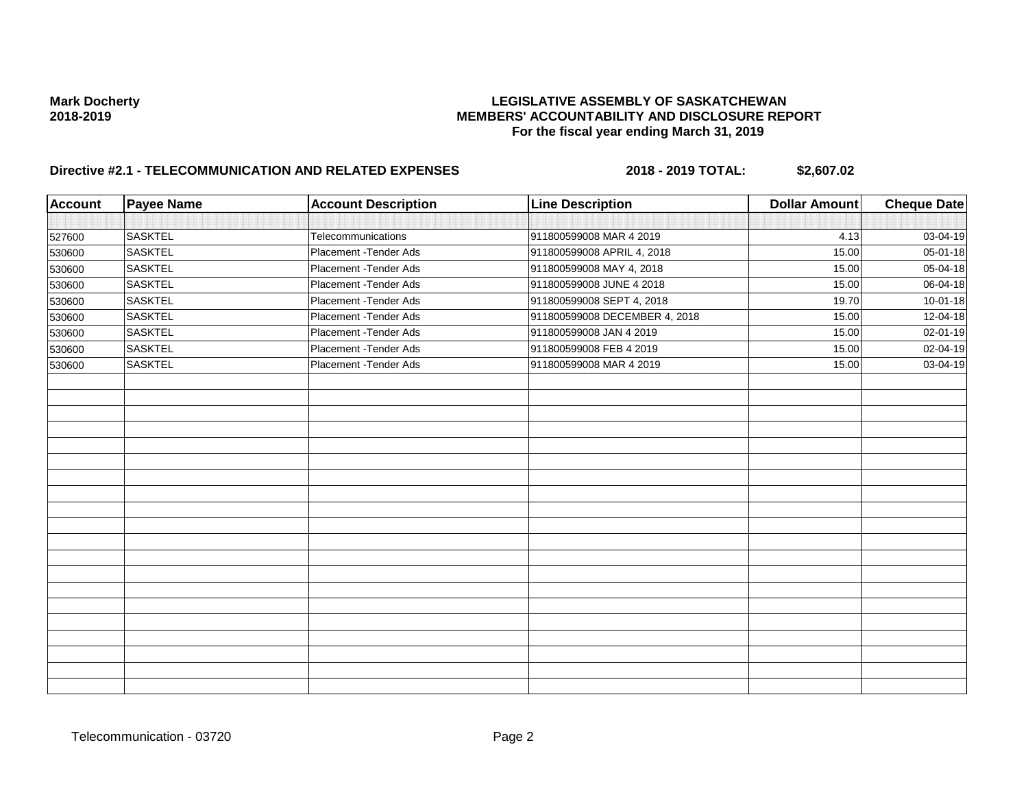**Mark Docherty**
**2018-2019**

**LEGISLATIVE ASSEMBLY OF SASKATCHEWAN**
**MEMBERS' ACCOUNTABILITY AND DISCLOSURE REPORT**
**For the fiscal year ending March 31, 2019**

**Directive #2.1 - TELECOMMUNICATION AND RELATED EXPENSES** **2018 - 2019 TOTAL: $2,607.02**

| Account | Payee Name | Account Description | Line Description | Dollar Amount | Cheque Date |
|---|---|---|---|---|---|
| 527600 | SASKTEL | Telecommunications | 911800599008 MAR 4 2019 | 4.13 | 03-04-19 |
| 530600 | SASKTEL | Placement -Tender Ads | 911800599008 APRIL 4, 2018 | 15.00 | 05-01-18 |
| 530600 | SASKTEL | Placement -Tender Ads | 911800599008 MAY 4, 2018 | 15.00 | 05-04-18 |
| 530600 | SASKTEL | Placement -Tender Ads | 911800599008 JUNE 4 2018 | 15.00 | 06-04-18 |
| 530600 | SASKTEL | Placement -Tender Ads | 911800599008 SEPT 4, 2018 | 19.70 | 10-01-18 |
| 530600 | SASKTEL | Placement -Tender Ads | 911800599008 DECEMBER 4, 2018 | 15.00 | 12-04-18 |
| 530600 | SASKTEL | Placement -Tender Ads | 911800599008 JAN 4 2019 | 15.00 | 02-01-19 |
| 530600 | SASKTEL | Placement -Tender Ads | 911800599008 FEB 4 2019 | 15.00 | 02-04-19 |
| 530600 | SASKTEL | Placement -Tender Ads | 911800599008 MAR 4 2019 | 15.00 | 03-04-19 |

Telecommunication - 03720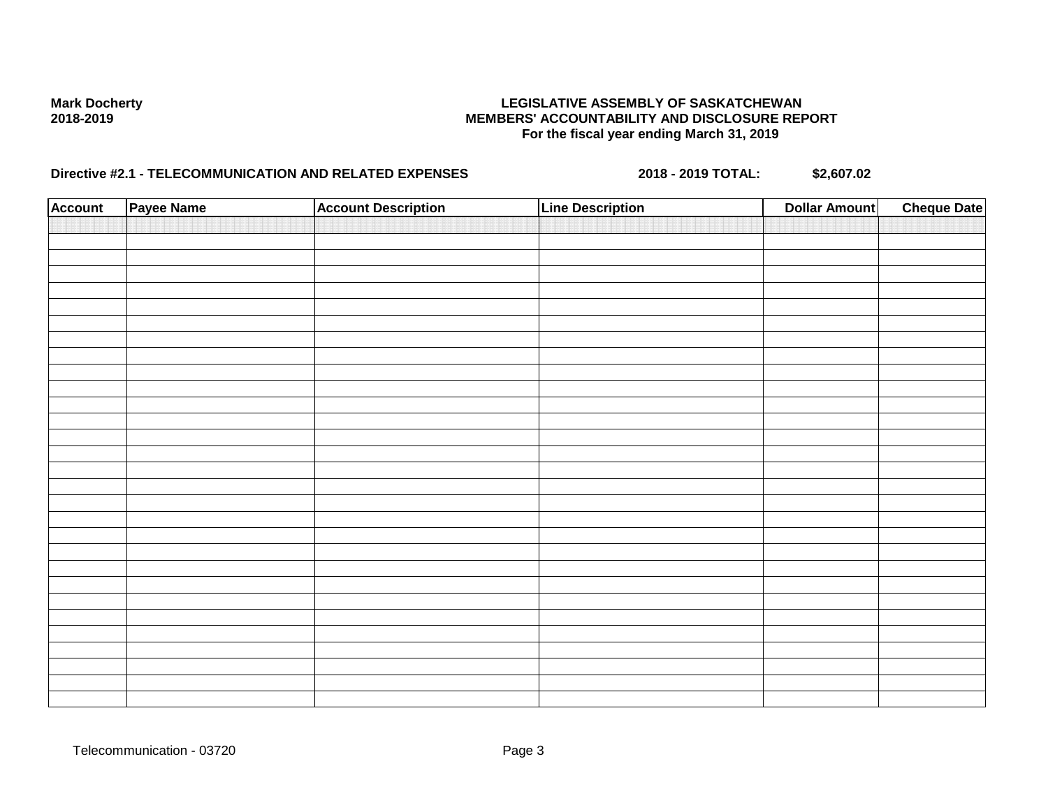**Mark Docherty**
**2018-2019**

**LEGISLATIVE ASSEMBLY OF SASKATCHEWAN**
**MEMBERS' ACCOUNTABILITY AND DISCLOSURE REPORT**
**For the fiscal year ending March 31, 2019**

**Directive #2.1 - TELECOMMUNICATION AND RELATED EXPENSES** **2018 - 2019 TOTAL:** **$2,607.02**

| Account | Payee Name | Account Description | Line Description | Dollar Amount | Cheque Date |
|---|---|---|---|---|---|
| | | | | | |

Telecommunication - 03720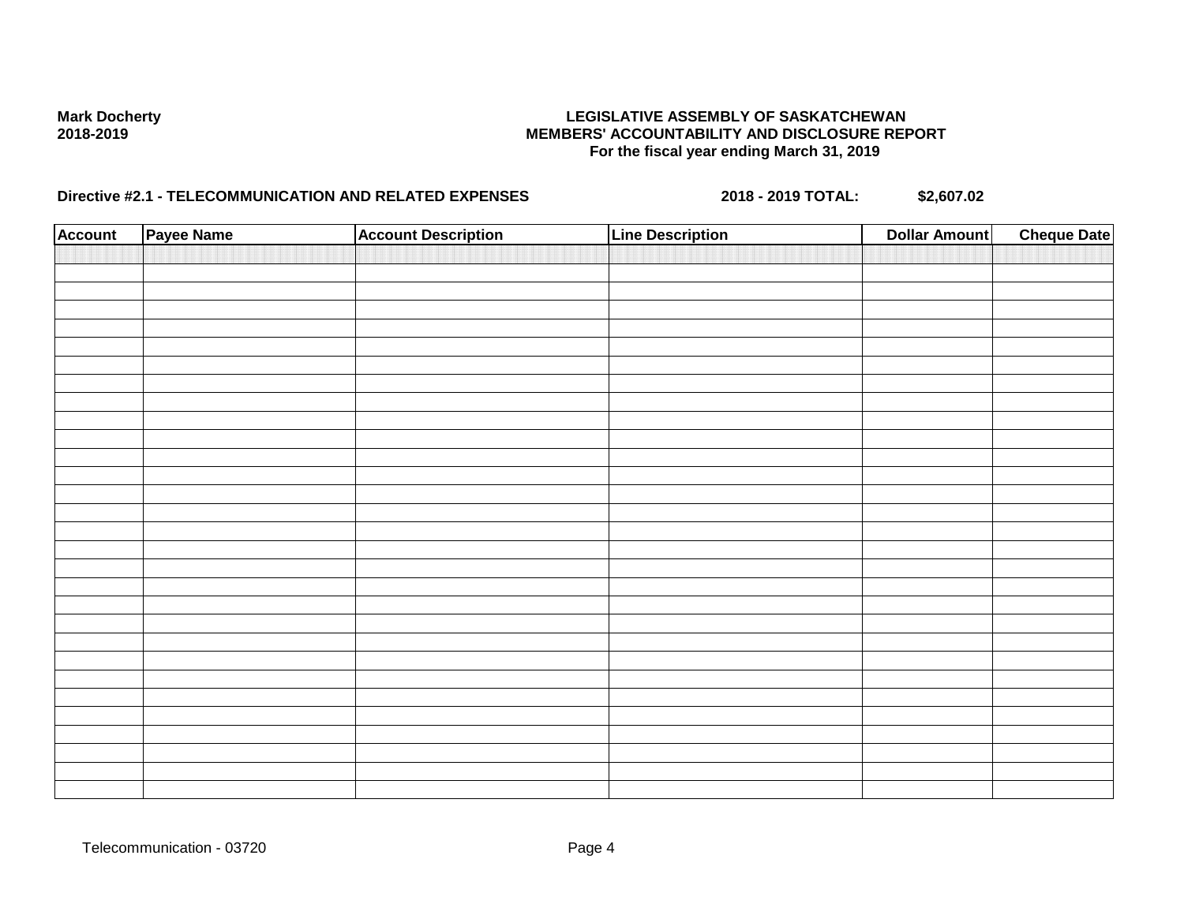**Mark Docherty**
**2018-2019**

**LEGISLATIVE ASSEMBLY OF SASKATCHEWAN**
**MEMBERS' ACCOUNTABILITY AND DISCLOSURE REPORT**
**For the fiscal year ending March 31, 2019**

**Directive #2.1 - TELECOMMUNICATION AND RELATED EXPENSES** **2018 - 2019 TOTAL: $2,607.02**

| Account | Payee Name | Account Description | Line Description | Dollar Amount | Cheque Date |
|---|---|---|---|---|---|
| | | | | | |

Telecommunication - 03720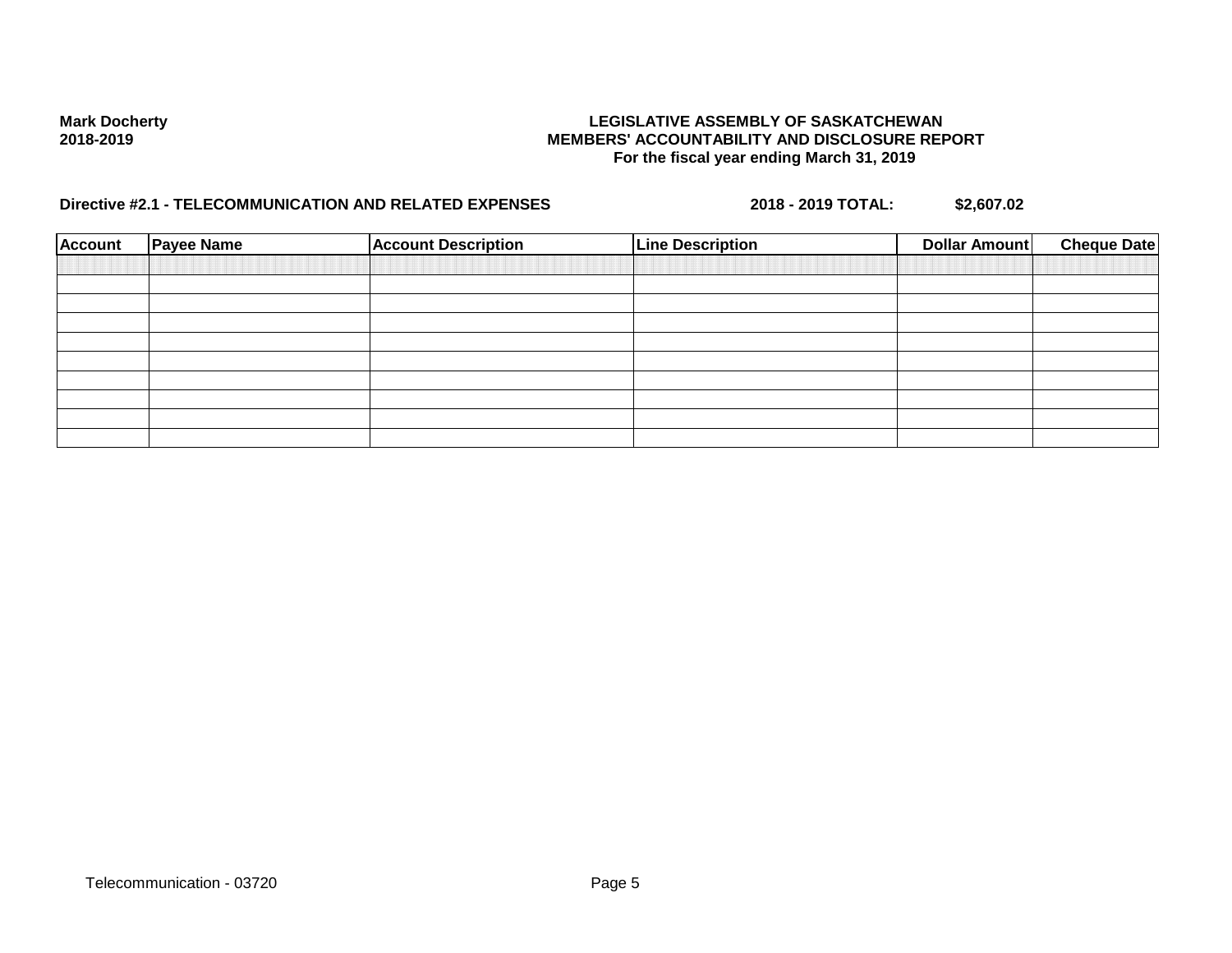**Mark Docherty**
**2018-2019**

**LEGISLATIVE ASSEMBLY OF SASKATCHEWAN**
**MEMBERS' ACCOUNTABILITY AND DISCLOSURE REPORT**
**For the fiscal year ending March 31, 2019**

**Directive #2.1 - TELECOMMUNICATION AND RELATED EXPENSES** **2018 - 2019 TOTAL: $2,607.02**

| Account | Payee Name | Account Description | Line Description | Dollar Amount | Cheque Date |
|---|---|---|---|---|---|
| | | | | | |
| | | | | | |
| | | | | | |
| | | | | | |
| | | | | | |
| | | | | | |
| | | | | | |
| | | | | | |
| | | | | | |

Telecommunication - 03720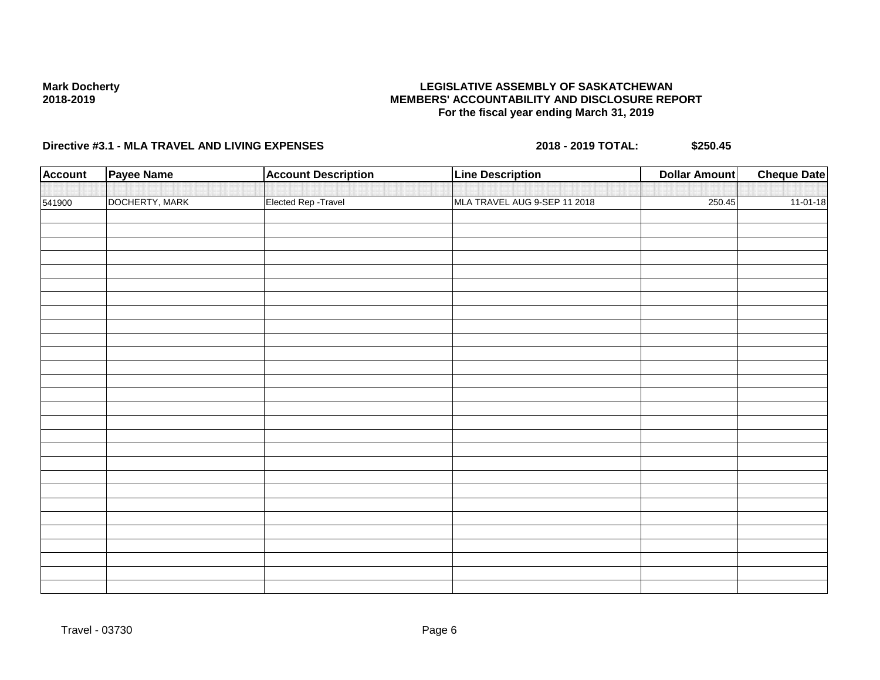**Mark Docherty**
**2018-2019**

**LEGISLATIVE ASSEMBLY OF SASKATCHEWAN**
**MEMBERS' ACCOUNTABILITY AND DISCLOSURE REPORT**
**For the fiscal year ending March 31, 2019**

**Directive #3.1 - MLA TRAVEL AND LIVING EXPENSES** **2018 - 2019 TOTAL: $250.45**

| Account | Payee Name | Account Description | Line Description | Dollar Amount | Cheque Date |
|---|---|---|---|---|---|
| 541900 | DOCHERTY, MARK | Elected Rep -Travel | MLA TRAVEL AUG 9-SEP 11 2018 | 250.45 | 11-01-18 |

Travel - 03730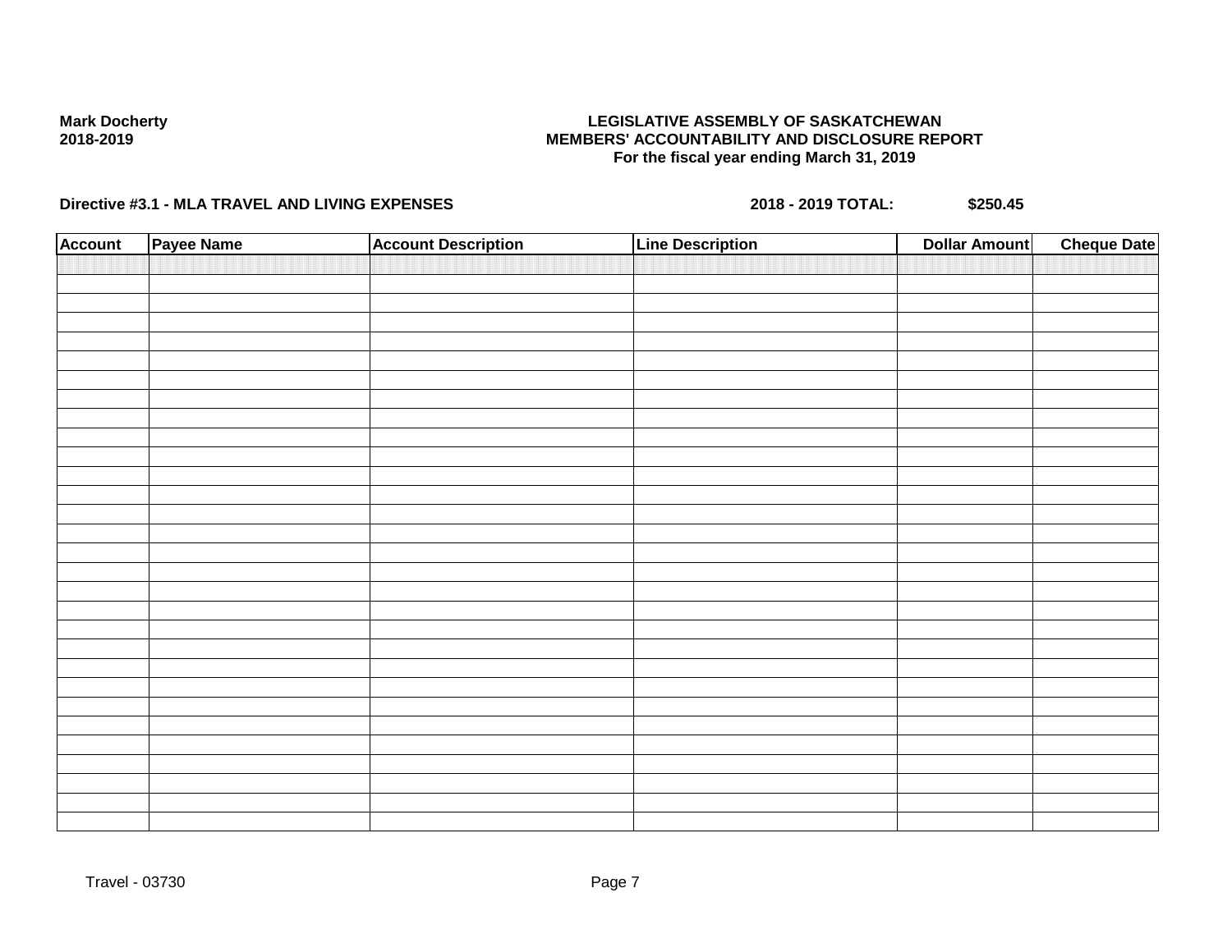**Mark Docherty**
**2018-2019**

**LEGISLATIVE ASSEMBLY OF SASKATCHEWAN**
**MEMBERS' ACCOUNTABILITY AND DISCLOSURE REPORT**
**For the fiscal year ending March 31, 2019**

**Directive #3.1 - MLA TRAVEL AND LIVING EXPENSES** **2018 - 2019 TOTAL: $250.45**

| Account | Payee Name | Account Description | Line Description | Dollar Amount | Cheque Date |
|---|---|---|---|---|---|
| | | | | | |

Travel - 03730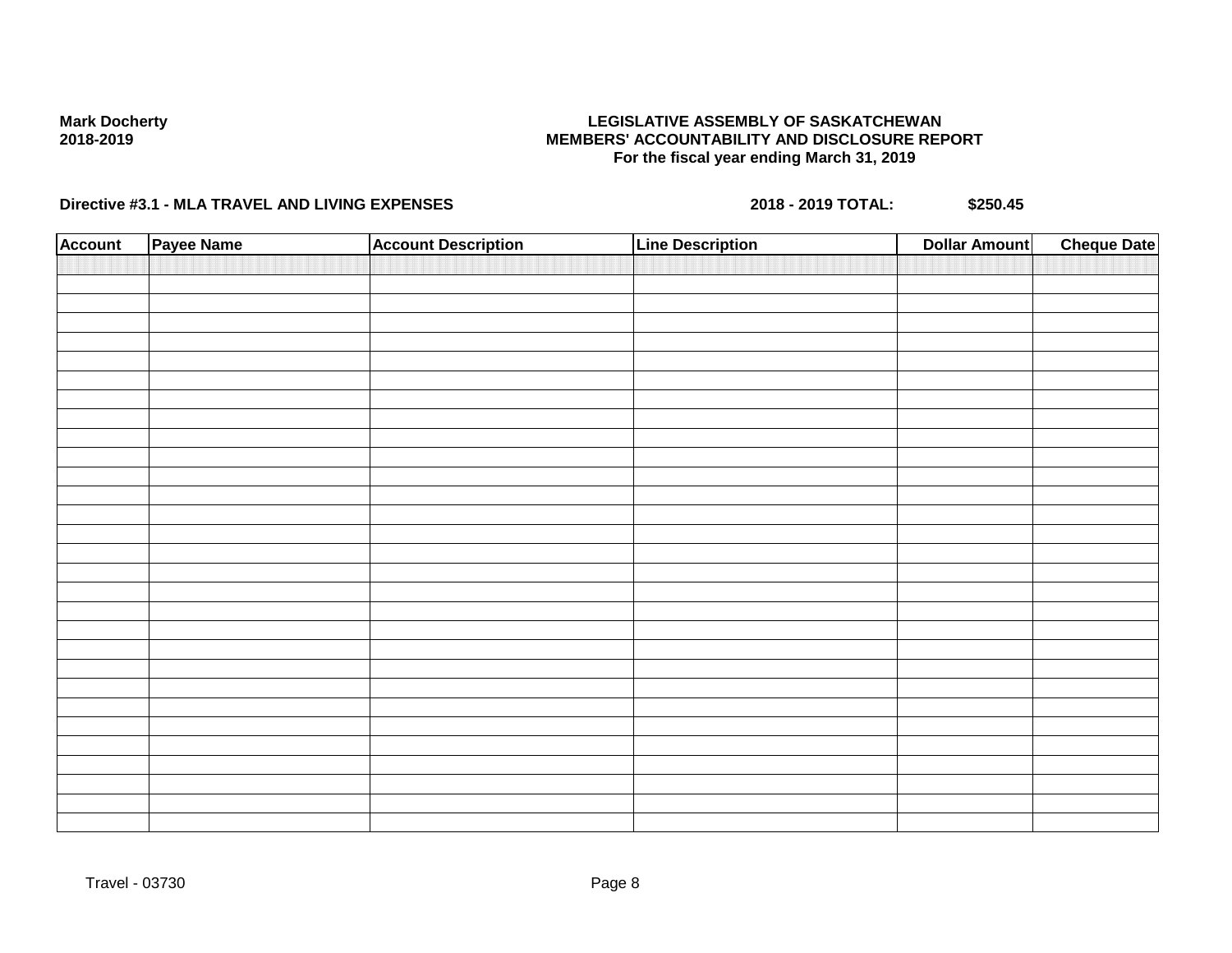**Mark Docherty**
**2018-2019**

**LEGISLATIVE ASSEMBLY OF SASKATCHEWAN**
**MEMBERS' ACCOUNTABILITY AND DISCLOSURE REPORT**
**For the fiscal year ending March 31, 2019**

**Directive #3.1 - MLA TRAVEL AND LIVING EXPENSES** **2018 - 2019 TOTAL:** **$250.45**

| Account | Payee Name | Account Description | Line Description | Dollar Amount | Cheque Date |
|---|---|---|---|---|---|
| | | | | | |

Travel - 03730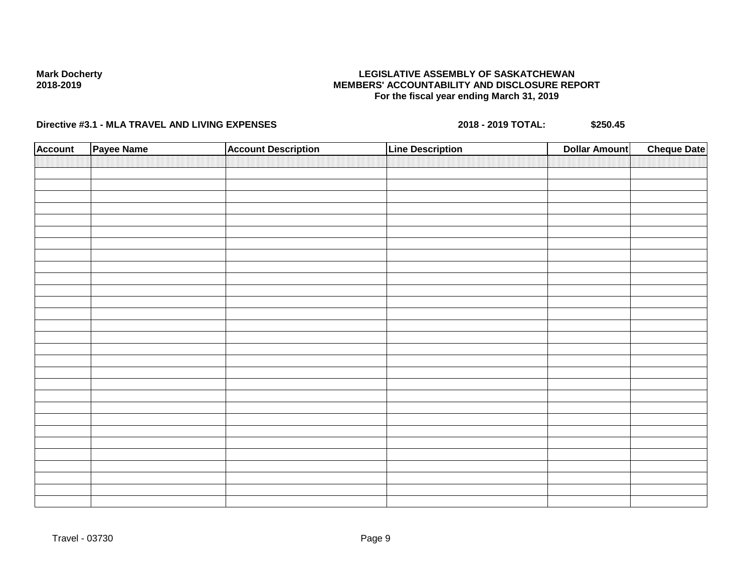**Mark Docherty**
**2018-2019**

**LEGISLATIVE ASSEMBLY OF SASKATCHEWAN**
**MEMBERS' ACCOUNTABILITY AND DISCLOSURE REPORT**
**For the fiscal year ending March 31, 2019**

**Directive #3.1 - MLA TRAVEL AND LIVING EXPENSES** **2018 - 2019 TOTAL:** **$250.45**

| Account | Payee Name | Account Description | Line Description | Dollar Amount | Cheque Date |
|---|---|---|---|---|---|
| | | | | | |

Travel - 03730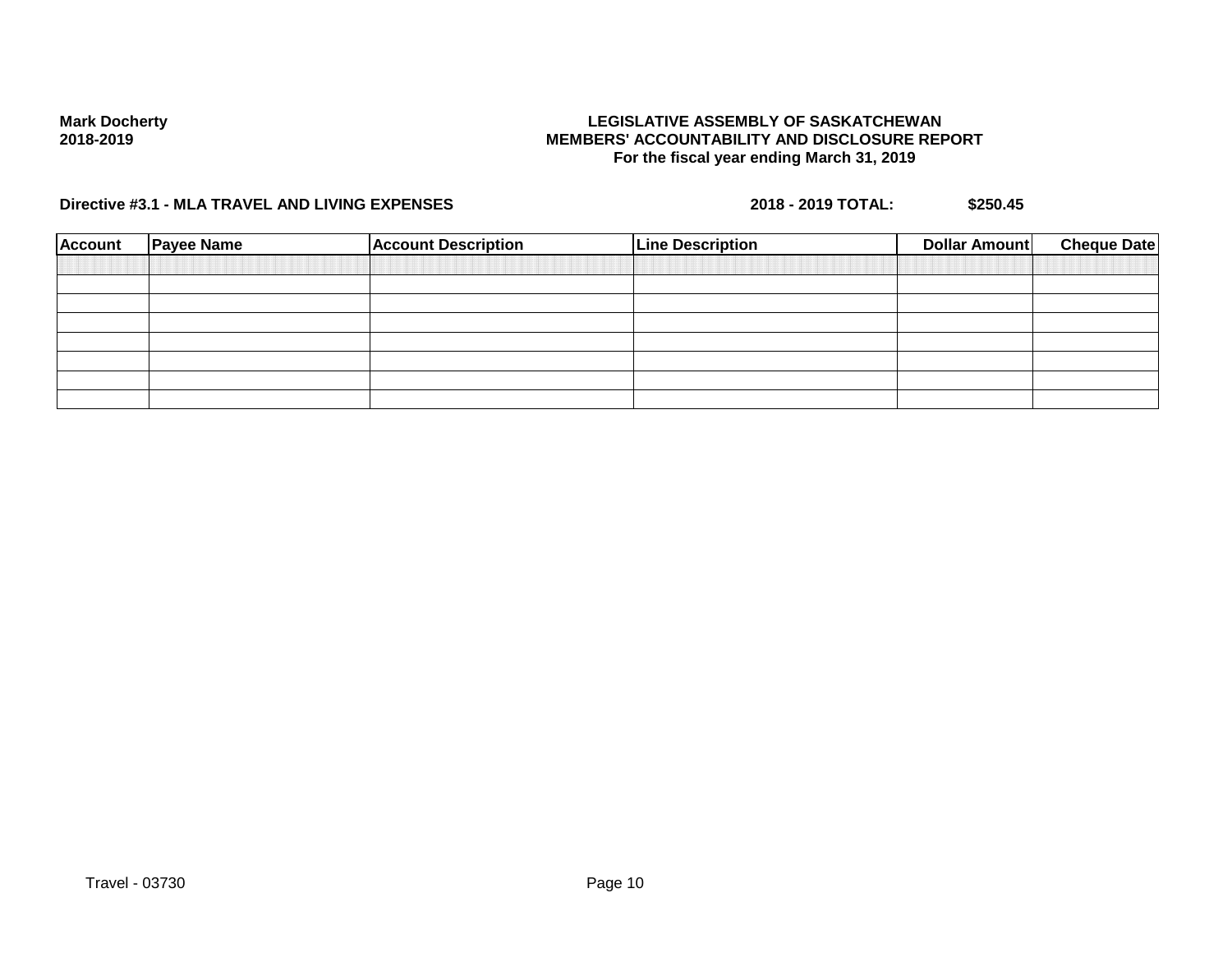**Mark Docherty**
**2018-2019**

**LEGISLATIVE ASSEMBLY OF SASKATCHEWAN**
**MEMBERS' ACCOUNTABILITY AND DISCLOSURE REPORT**
**For the fiscal year ending March 31, 2019**

**Directive #3.1 - MLA TRAVEL AND LIVING EXPENSES** **2018 - 2019 TOTAL:** **$250.45**

| Account | Payee Name | Account Description | Line Description | Dollar Amount | Cheque Date |
|---|---|---|---|---|---|
| | | | | | |
| | | | | | |
| | | | | | |
| | | | | | |
| | | | | | |
| | | | | | |
| | | | | | |

Travel - 03730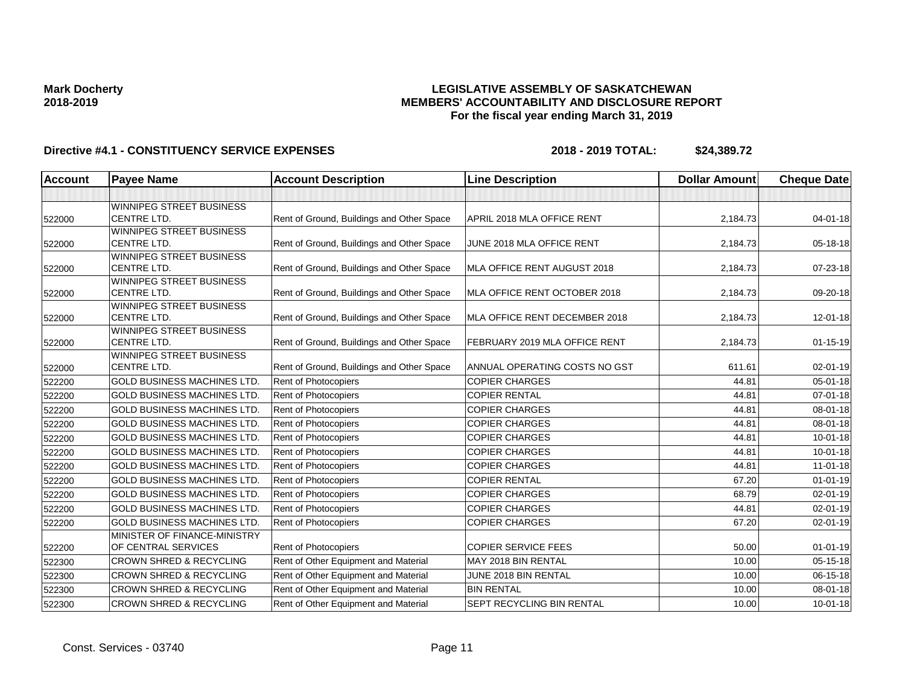**Mark Docherty**
**2018-2019**

**LEGISLATIVE ASSEMBLY OF SASKATCHEWAN**
**MEMBERS' ACCOUNTABILITY AND DISCLOSURE REPORT**
**For the fiscal year ending March 31, 2019**

**Directive #4.1 - CONSTITUENCY SERVICE EXPENSES** **2018 - 2019 TOTAL: $24,389.72**

| Account | Payee Name | Account Description | Line Description | Dollar Amount | Cheque Date |
|---|---|---|---|---|---|
| | | | | | |
| 522000 | WINNIPEG STREET BUSINESS CENTRE LTD. | Rent of Ground, Buildings and Other Space | APRIL 2018 MLA OFFICE RENT | 2,184.73 | 04-01-18 |
| 522000 | WINNIPEG STREET BUSINESS CENTRE LTD. | Rent of Ground, Buildings and Other Space | JUNE 2018 MLA OFFICE RENT | 2,184.73 | 05-18-18 |
| 522000 | WINNIPEG STREET BUSINESS CENTRE LTD. | Rent of Ground, Buildings and Other Space | MLA OFFICE RENT AUGUST 2018 | 2,184.73 | 07-23-18 |
| 522000 | WINNIPEG STREET BUSINESS CENTRE LTD. | Rent of Ground, Buildings and Other Space | MLA OFFICE RENT OCTOBER 2018 | 2,184.73 | 09-20-18 |
| 522000 | WINNIPEG STREET BUSINESS CENTRE LTD. | Rent of Ground, Buildings and Other Space | MLA OFFICE RENT DECEMBER 2018 | 2,184.73 | 12-01-18 |
| 522000 | WINNIPEG STREET BUSINESS CENTRE LTD. | Rent of Ground, Buildings and Other Space | FEBRUARY 2019 MLA OFFICE RENT | 2,184.73 | 01-15-19 |
| 522000 | WINNIPEG STREET BUSINESS CENTRE LTD. | Rent of Ground, Buildings and Other Space | ANNUAL OPERATING COSTS NO GST | 611.61 | 02-01-19 |
| 522200 | GOLD BUSINESS MACHINES LTD. | Rent of Photocopiers | COPIER CHARGES | 44.81 | 05-01-18 |
| 522200 | GOLD BUSINESS MACHINES LTD. | Rent of Photocopiers | COPIER RENTAL | 44.81 | 07-01-18 |
| 522200 | GOLD BUSINESS MACHINES LTD. | Rent of Photocopiers | COPIER CHARGES | 44.81 | 08-01-18 |
| 522200 | GOLD BUSINESS MACHINES LTD. | Rent of Photocopiers | COPIER CHARGES | 44.81 | 08-01-18 |
| 522200 | GOLD BUSINESS MACHINES LTD. | Rent of Photocopiers | COPIER CHARGES | 44.81 | 10-01-18 |
| 522200 | GOLD BUSINESS MACHINES LTD. | Rent of Photocopiers | COPIER CHARGES | 44.81 | 10-01-18 |
| 522200 | GOLD BUSINESS MACHINES LTD. | Rent of Photocopiers | COPIER CHARGES | 44.81 | 11-01-18 |
| 522200 | GOLD BUSINESS MACHINES LTD. | Rent of Photocopiers | COPIER RENTAL | 67.20 | 01-01-19 |
| 522200 | GOLD BUSINESS MACHINES LTD. | Rent of Photocopiers | COPIER CHARGES | 68.79 | 02-01-19 |
| 522200 | GOLD BUSINESS MACHINES LTD. | Rent of Photocopiers | COPIER CHARGES | 44.81 | 02-01-19 |
| 522200 | GOLD BUSINESS MACHINES LTD. | Rent of Photocopiers | COPIER CHARGES | 67.20 | 02-01-19 |
| 522200 | MINISTER OF FINANCE-MINISTRY OF CENTRAL SERVICES | Rent of Photocopiers | COPIER SERVICE FEES | 50.00 | 01-01-19 |
| 522300 | CROWN SHRED & RECYCLING | Rent of Other Equipment and Material | MAY 2018 BIN RENTAL | 10.00 | 05-15-18 |
| 522300 | CROWN SHRED & RECYCLING | Rent of Other Equipment and Material | JUNE 2018 BIN RENTAL | 10.00 | 06-15-18 |
| 522300 | CROWN SHRED & RECYCLING | Rent of Other Equipment and Material | BIN RENTAL | 10.00 | 08-01-18 |
| 522300 | CROWN SHRED & RECYCLING | Rent of Other Equipment and Material | SEPT RECYCLING BIN RENTAL | 10.00 | 10-01-18 |

Const. Services - 03740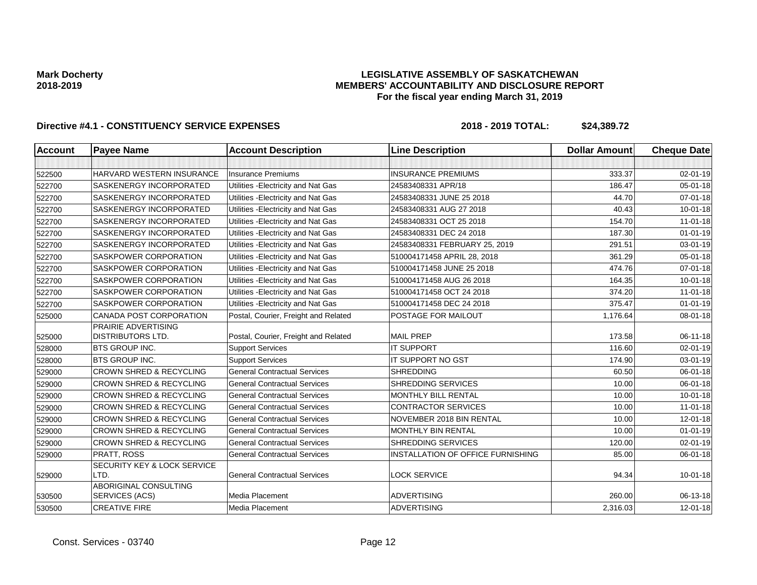**Mark Docherty**
**2018-2019**

**LEGISLATIVE ASSEMBLY OF SASKATCHEWAN**
**MEMBERS' ACCOUNTABILITY AND DISCLOSURE REPORT**
**For the fiscal year ending March 31, 2019**

**Directive #4.1 - CONSTITUENCY SERVICE EXPENSES** **2018 - 2019 TOTAL: $24,389.72**

| Account | Payee Name | Account Description | Line Description | Dollar Amount | Cheque Date |
|---|---|---|---|---|---|
| | | | | | |
| 522500 | HARVARD WESTERN INSURANCE | Insurance Premiums | INSURANCE PREMIUMS | 333.37 | 02-01-19 |
| 522700 | SASKENERGY INCORPORATED | Utilities -Electricity and Nat Gas | 24583408331 APR/18 | 186.47 | 05-01-18 |
| 522700 | SASKENERGY INCORPORATED | Utilities -Electricity and Nat Gas | 24583408331 JUNE 25 2018 | 44.70 | 07-01-18 |
| 522700 | SASKENERGY INCORPORATED | Utilities -Electricity and Nat Gas | 24583408331 AUG 27 2018 | 40.43 | 10-01-18 |
| 522700 | SASKENERGY INCORPORATED | Utilities -Electricity and Nat Gas | 24583408331 OCT 25 2018 | 154.70 | 11-01-18 |
| 522700 | SASKENERGY INCORPORATED | Utilities -Electricity and Nat Gas | 24583408331 DEC 24 2018 | 187.30 | 01-01-19 |
| 522700 | SASKENERGY INCORPORATED | Utilities -Electricity and Nat Gas | 24583408331 FEBRUARY 25, 2019 | 291.51 | 03-01-19 |
| 522700 | SASKPOWER CORPORATION | Utilities -Electricity and Nat Gas | 510004171458 APRIL 28, 2018 | 361.29 | 05-01-18 |
| 522700 | SASKPOWER CORPORATION | Utilities -Electricity and Nat Gas | 510004171458 JUNE 25 2018 | 474.76 | 07-01-18 |
| 522700 | SASKPOWER CORPORATION | Utilities -Electricity and Nat Gas | 510004171458 AUG 26 2018 | 164.35 | 10-01-18 |
| 522700 | SASKPOWER CORPORATION | Utilities -Electricity and Nat Gas | 510004171458 OCT 24 2018 | 374.20 | 11-01-18 |
| 522700 | SASKPOWER CORPORATION | Utilities -Electricity and Nat Gas | 510004171458 DEC 24 2018 | 375.47 | 01-01-19 |
| 525000 | CANADA POST CORPORATION | Postal, Courier, Freight and Related | POSTAGE FOR MAILOUT | 1,176.64 | 08-01-18 |
| 525000 | PRAIRIE ADVERTISING DISTRIBUTORS LTD. | Postal, Courier, Freight and Related | MAIL PREP | 173.58 | 06-11-18 |
| 528000 | BTS GROUP INC. | Support Services | IT SUPPORT | 116.60 | 02-01-19 |
| 528000 | BTS GROUP INC. | Support Services | IT SUPPORT NO GST | 174.90 | 03-01-19 |
| 529000 | CROWN SHRED & RECYCLING | General Contractual Services | SHREDDING | 60.50 | 06-01-18 |
| 529000 | CROWN SHRED & RECYCLING | General Contractual Services | SHREDDING SERVICES | 10.00 | 06-01-18 |
| 529000 | CROWN SHRED & RECYCLING | General Contractual Services | MONTHLY BILL RENTAL | 10.00 | 10-01-18 |
| 529000 | CROWN SHRED & RECYCLING | General Contractual Services | CONTRACTOR SERVICES | 10.00 | 11-01-18 |
| 529000 | CROWN SHRED & RECYCLING | General Contractual Services | NOVEMBER 2018 BIN RENTAL | 10.00 | 12-01-18 |
| 529000 | CROWN SHRED & RECYCLING | General Contractual Services | MONTHLY BIN RENTAL | 10.00 | 01-01-19 |
| 529000 | CROWN SHRED & RECYCLING | General Contractual Services | SHREDDING SERVICES | 120.00 | 02-01-19 |
| 529000 | PRATT, ROSS | General Contractual Services | INSTALLATION OF OFFICE FURNISHING | 85.00 | 06-01-18 |
| 529000 | SECURITY KEY & LOCK SERVICE LTD. | General Contractual Services | LOCK SERVICE | 94.34 | 10-01-18 |
| 530500 | ABORIGINAL CONSULTING SERVICES (ACS) | Media Placement | ADVERTISING | 260.00 | 06-13-18 |
| 530500 | CREATIVE FIRE | Media Placement | ADVERTISING | 2,316.03 | 12-01-18 |

Const. Services - 03740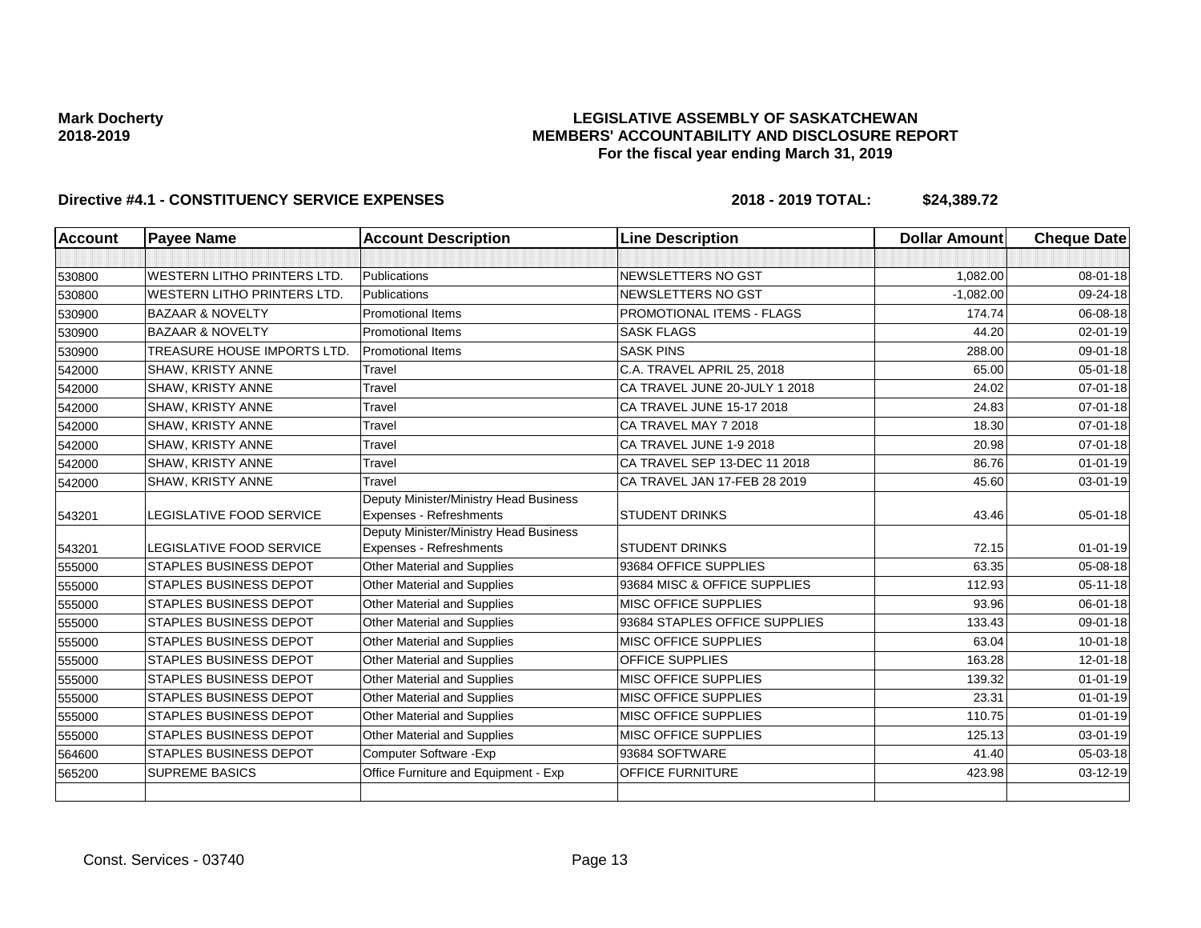**Mark Docherty**
**2018-2019**

# LEGISLATIVE ASSEMBLY OF SASKATCHEWAN
## MEMBERS' ACCOUNTABILITY AND DISCLOSURE REPORT
### For the fiscal year ending March 31, 2019

**Directive #4.1 - CONSTITUENCY SERVICE EXPENSES** **2018 - 2019 TOTAL: $24,389.72**

| Account | Payee Name | Account Description | Line Description | Dollar Amount | Cheque Date |
|---|---|---|---|---|---|
| | | | | | |
| 530800 | WESTERN LITHO PRINTERS LTD. | Publications | NEWSLETTERS NO GST | 1,082.00 | 08-01-18 |
| 530800 | WESTERN LITHO PRINTERS LTD. | Publications | NEWSLETTERS NO GST | -1,082.00 | 09-24-18 |
| 530900 | BAZAAR & NOVELTY | Promotional Items | PROMOTIONAL ITEMS - FLAGS | 174.74 | 06-08-18 |
| 530900 | BAZAAR & NOVELTY | Promotional Items | SASK FLAGS | 44.20 | 02-01-19 |
| 530900 | TREASURE HOUSE IMPORTS LTD. | Promotional Items | SASK PINS | 288.00 | 09-01-18 |
| 542000 | SHAW, KRISTY ANNE | Travel | C.A. TRAVEL APRIL 25, 2018 | 65.00 | 05-01-18 |
| 542000 | SHAW, KRISTY ANNE | Travel | CA TRAVEL JUNE 20-JULY 1 2018 | 24.02 | 07-01-18 |
| 542000 | SHAW, KRISTY ANNE | Travel | CA TRAVEL JUNE 15-17 2018 | 24.83 | 07-01-18 |
| 542000 | SHAW, KRISTY ANNE | Travel | CA TRAVEL MAY 7 2018 | 18.30 | 07-01-18 |
| 542000 | SHAW, KRISTY ANNE | Travel | CA TRAVEL JUNE 1-9 2018 | 20.98 | 07-01-18 |
| 542000 | SHAW, KRISTY ANNE | Travel | CA TRAVEL SEP 13-DEC 11 2018 | 86.76 | 01-01-19 |
| 542000 | SHAW, KRISTY ANNE | Travel | CA TRAVEL JAN 17-FEB 28 2019 | 45.60 | 03-01-19 |
| 543201 | LEGISLATIVE FOOD SERVICE | Deputy Minister/Ministry Head Business Expenses - Refreshments | STUDENT DRINKS | 43.46 | 05-01-18 |
| 543201 | LEGISLATIVE FOOD SERVICE | Deputy Minister/Ministry Head Business Expenses - Refreshments | STUDENT DRINKS | 72.15 | 01-01-19 |
| 555000 | STAPLES BUSINESS DEPOT | Other Material and Supplies | 93684 OFFICE SUPPLIES | 63.35 | 05-08-18 |
| 555000 | STAPLES BUSINESS DEPOT | Other Material and Supplies | 93684 MISC & OFFICE SUPPLIES | 112.93 | 05-11-18 |
| 555000 | STAPLES BUSINESS DEPOT | Other Material and Supplies | MISC OFFICE SUPPLIES | 93.96 | 06-01-18 |
| 555000 | STAPLES BUSINESS DEPOT | Other Material and Supplies | 93684 STAPLES OFFICE SUPPLIES | 133.43 | 09-01-18 |
| 555000 | STAPLES BUSINESS DEPOT | Other Material and Supplies | MISC OFFICE SUPPLIES | 63.04 | 10-01-18 |
| 555000 | STAPLES BUSINESS DEPOT | Other Material and Supplies | OFFICE SUPPLIES | 163.28 | 12-01-18 |
| 555000 | STAPLES BUSINESS DEPOT | Other Material and Supplies | MISC OFFICE SUPPLIES | 139.32 | 01-01-19 |
| 555000 | STAPLES BUSINESS DEPOT | Other Material and Supplies | MISC OFFICE SUPPLIES | 23.31 | 01-01-19 |
| 555000 | STAPLES BUSINESS DEPOT | Other Material and Supplies | MISC OFFICE SUPPLIES | 110.75 | 01-01-19 |
| 555000 | STAPLES BUSINESS DEPOT | Other Material and Supplies | MISC OFFICE SUPPLIES | 125.13 | 03-01-19 |
| 564600 | STAPLES BUSINESS DEPOT | Computer Software -Exp | 93684 SOFTWARE | 41.40 | 05-03-18 |
| 565200 | SUPREME BASICS | Office Furniture and Equipment - Exp | OFFICE FURNITURE | 423.98 | 03-12-19 |
| | | | | | |

Const. Services - 03740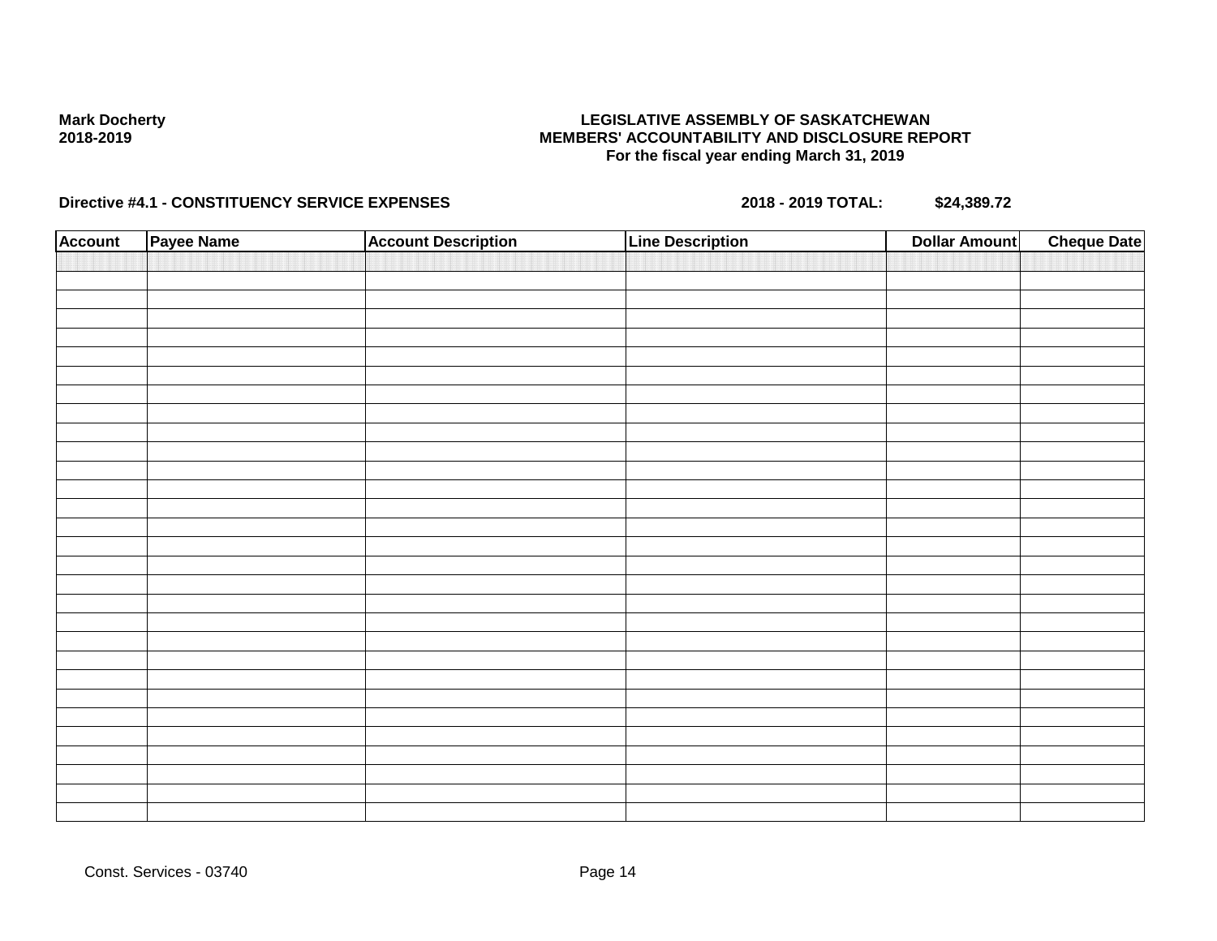**Mark Docherty**
**2018-2019**

**LEGISLATIVE ASSEMBLY OF SASKATCHEWAN**
**MEMBERS' ACCOUNTABILITY AND DISCLOSURE REPORT**
**For the fiscal year ending March 31, 2019**

**Directive #4.1 - CONSTITUENCY SERVICE EXPENSES** **2018 - 2019 TOTAL: $24,389.72**

| Account | Payee Name | Account Description | Line Description | Dollar Amount | Cheque Date |
|---|---|---|---|---|---|
| | | | | | |

Const. Services - 03740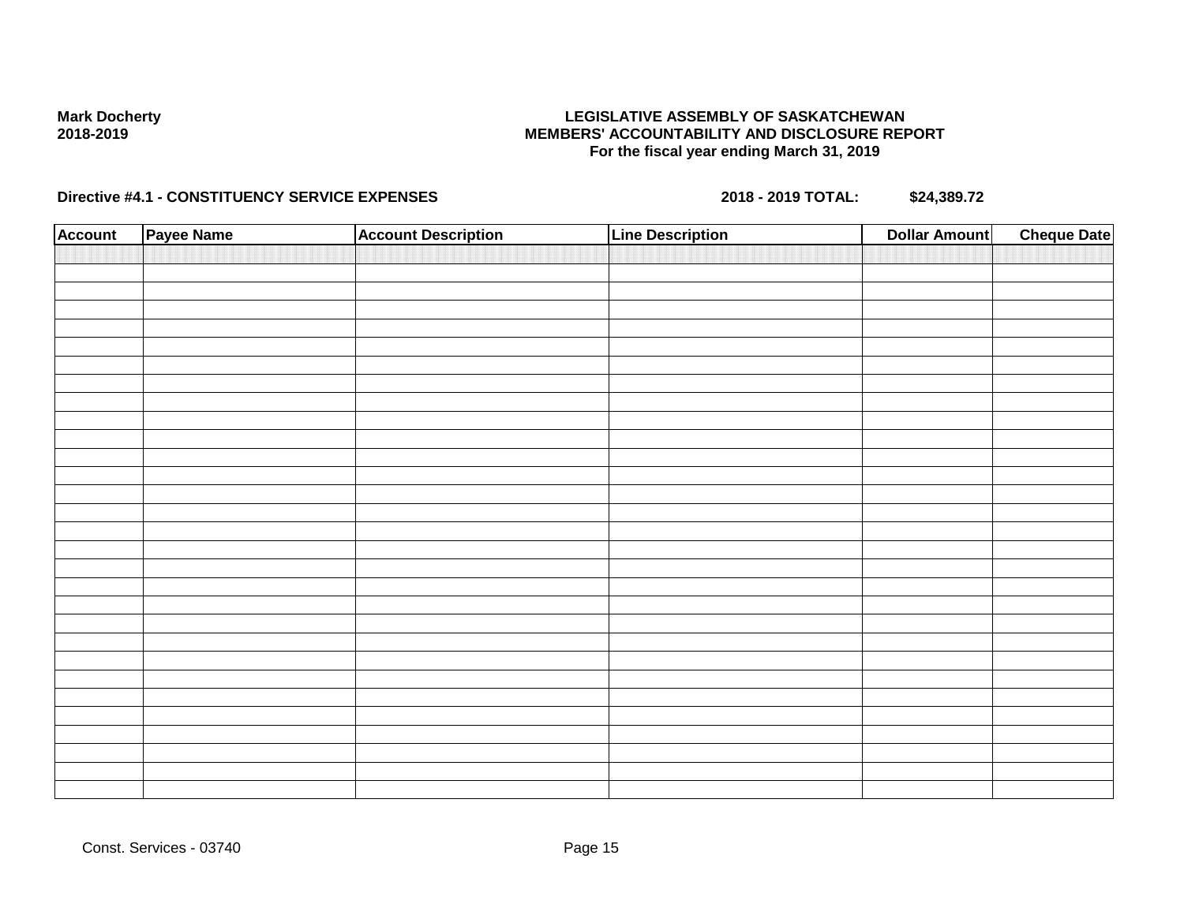**Mark Docherty**
**2018-2019**

**LEGISLATIVE ASSEMBLY OF SASKATCHEWAN**
**MEMBERS' ACCOUNTABILITY AND DISCLOSURE REPORT**
**For the fiscal year ending March 31, 2019**

**Directive #4.1 - CONSTITUENCY SERVICE EXPENSES** **2018 - 2019 TOTAL: $24,389.72**

| Account | Payee Name | Account Description | Line Description | Dollar Amount | Cheque Date |
|---|---|---|---|---|---|
| | | | | | |

Const. Services - 03740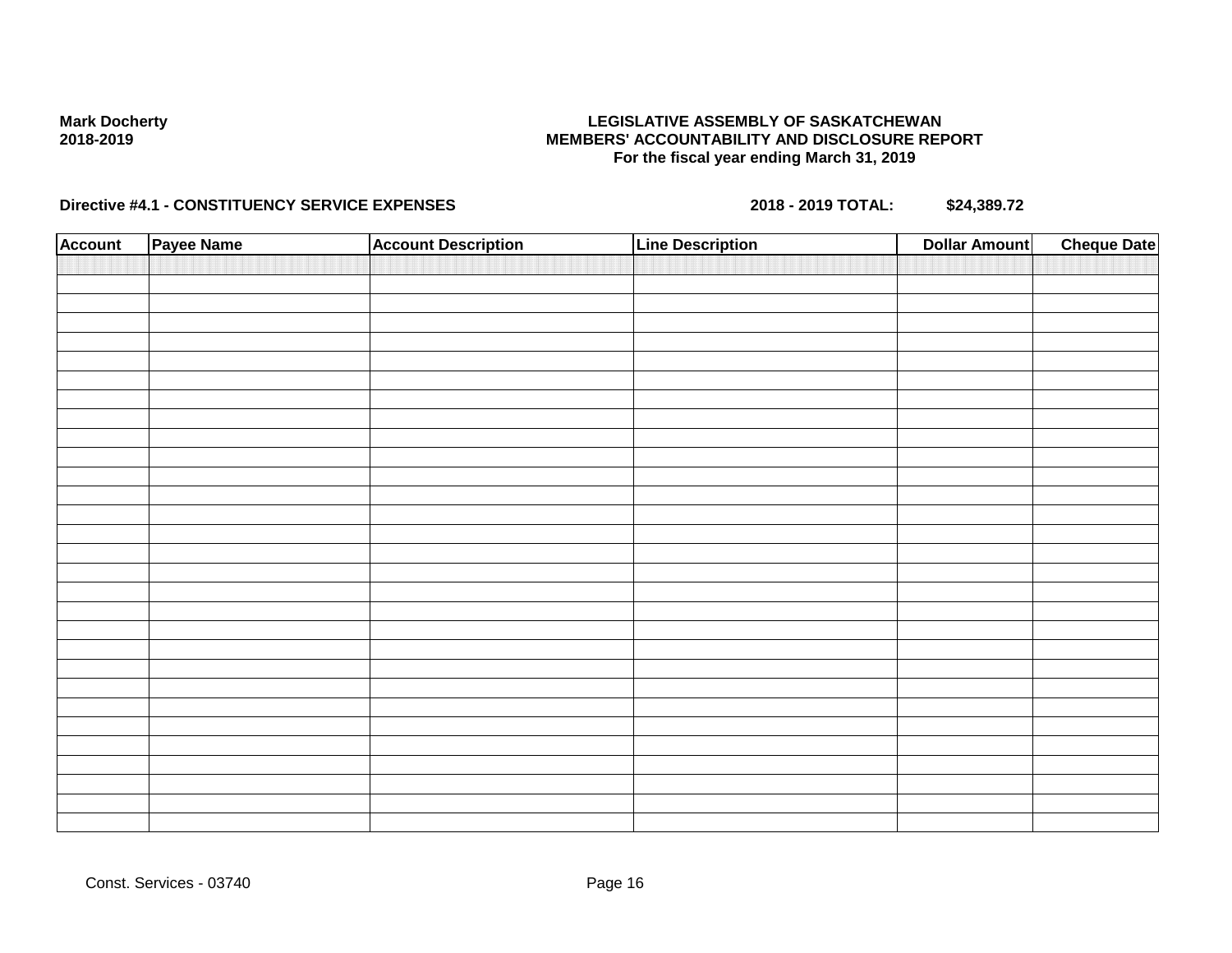**Mark Docherty**
**2018-2019**

**LEGISLATIVE ASSEMBLY OF SASKATCHEWAN**
**MEMBERS' ACCOUNTABILITY AND DISCLOSURE REPORT**
**For the fiscal year ending March 31, 2019**

**Directive #4.1 - CONSTITUENCY SERVICE EXPENSES** **2018 - 2019 TOTAL: $24,389.72**

| Account | Payee Name | Account Description | Line Description | Dollar Amount | Cheque Date |
|---|---|---|---|---|---|
| | | | | | |

Const. Services - 03740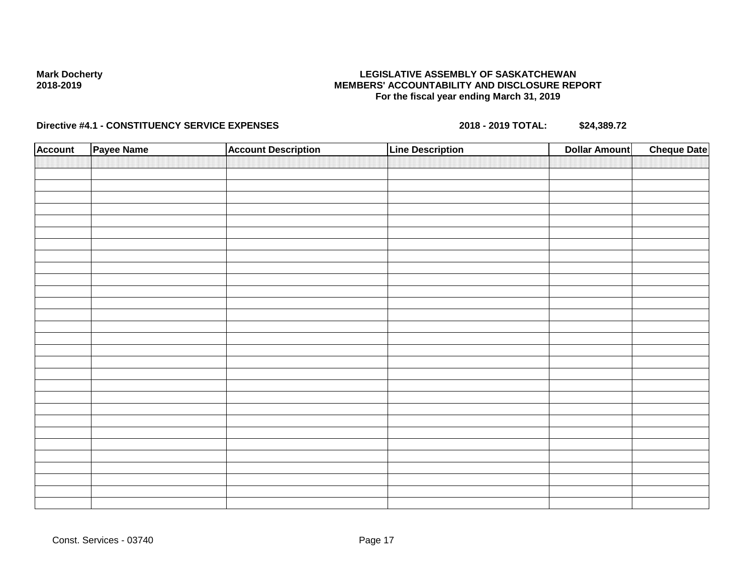**Mark Docherty**
**2018-2019**

**LEGISLATIVE ASSEMBLY OF SASKATCHEWAN**
**MEMBERS' ACCOUNTABILITY AND DISCLOSURE REPORT**
**For the fiscal year ending March 31, 2019**

**Directive #4.1 - CONSTITUENCY SERVICE EXPENSES** **2018 - 2019 TOTAL: $24,389.72**

| Account | Payee Name | Account Description | Line Description | Dollar Amount | Cheque Date |
|---|---|---|---|---|---|
| | | | | | |

Const. Services - 03740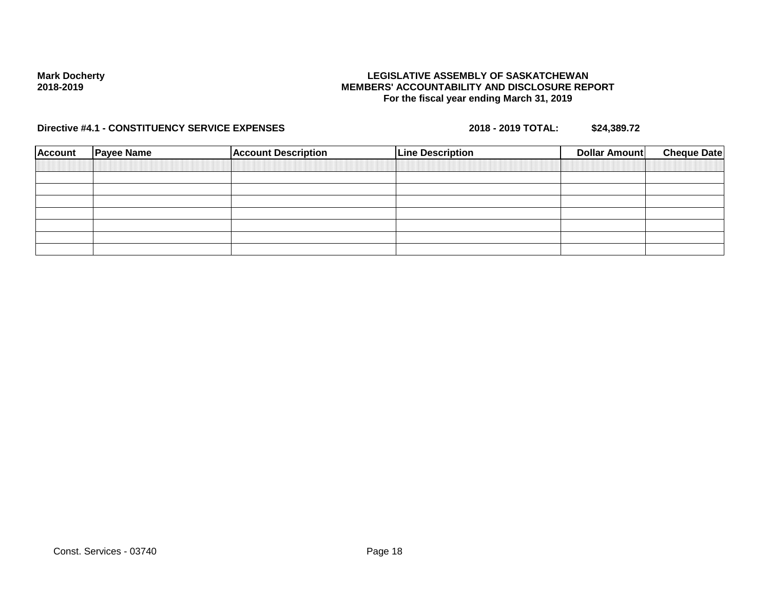**Mark Docherty**
**2018-2019**

**LEGISLATIVE ASSEMBLY OF SASKATCHEWAN**
**MEMBERS' ACCOUNTABILITY AND DISCLOSURE REPORT**
**For the fiscal year ending March 31, 2019**

**Directive #4.1 - CONSTITUENCY SERVICE EXPENSES** **2018 - 2019 TOTAL: $24,389.72**

| Account | Payee Name | Account Description | Line Description | Dollar Amount | Cheque Date |
|---|---|---|---|---|---|
| | | | | | |
| | | | | | |
| | | | | | |
| | | | | | |
| | | | | | |
| | | | | | |
| | | | | | |

Const. Services - 03740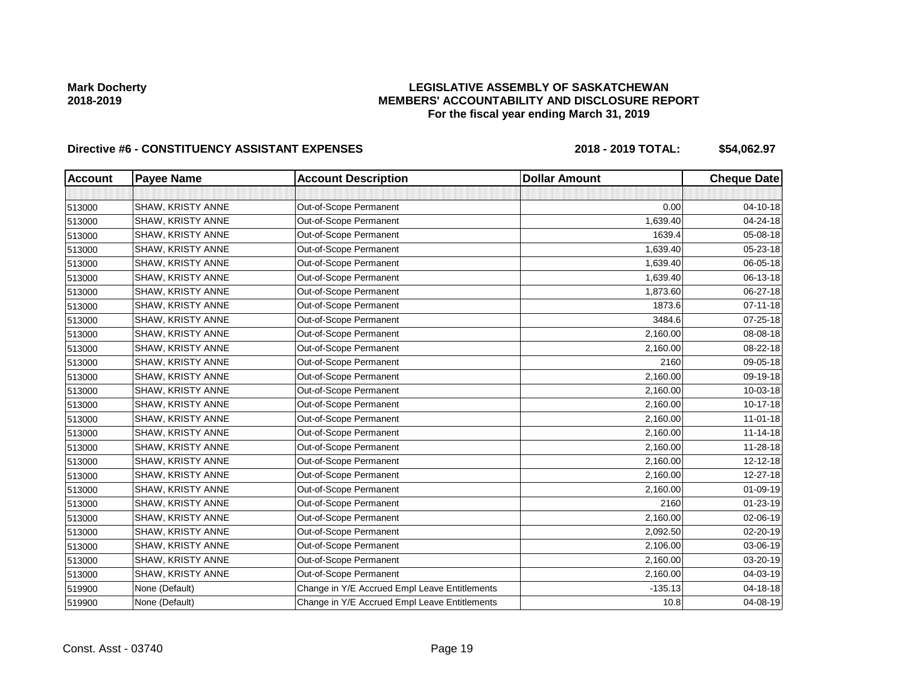**Mark Docherty**
**2018-2019**

# LEGISLATIVE ASSEMBLY OF SASKATCHEWAN
## MEMBERS' ACCOUNTABILITY AND DISCLOSURE REPORT
### For the fiscal year ending March 31, 2019

**Directive #6 - CONSTITUENCY ASSISTANT EXPENSES** **2018 - 2019 TOTAL: $54,062.97**

| Account | Payee Name | Account Description | Dollar Amount | Cheque Date |
|---|---|---|---|---|
| | | | | |
| 513000 | SHAW, KRISTY ANNE | Out-of-Scope Permanent | 0.00 | 04-10-18 |
| 513000 | SHAW, KRISTY ANNE | Out-of-Scope Permanent | 1,639.40 | 04-24-18 |
| 513000 | SHAW, KRISTY ANNE | Out-of-Scope Permanent | 1639.4 | 05-08-18 |
| 513000 | SHAW, KRISTY ANNE | Out-of-Scope Permanent | 1,639.40 | 05-23-18 |
| 513000 | SHAW, KRISTY ANNE | Out-of-Scope Permanent | 1,639.40 | 06-05-18 |
| 513000 | SHAW, KRISTY ANNE | Out-of-Scope Permanent | 1,639.40 | 06-13-18 |
| 513000 | SHAW, KRISTY ANNE | Out-of-Scope Permanent | 1,873.60 | 06-27-18 |
| 513000 | SHAW, KRISTY ANNE | Out-of-Scope Permanent | 1873.6 | 07-11-18 |
| 513000 | SHAW, KRISTY ANNE | Out-of-Scope Permanent | 3484.6 | 07-25-18 |
| 513000 | SHAW, KRISTY ANNE | Out-of-Scope Permanent | 2,160.00 | 08-08-18 |
| 513000 | SHAW, KRISTY ANNE | Out-of-Scope Permanent | 2,160.00 | 08-22-18 |
| 513000 | SHAW, KRISTY ANNE | Out-of-Scope Permanent | 2160 | 09-05-18 |
| 513000 | SHAW, KRISTY ANNE | Out-of-Scope Permanent | 2,160.00 | 09-19-18 |
| 513000 | SHAW, KRISTY ANNE | Out-of-Scope Permanent | 2,160.00 | 10-03-18 |
| 513000 | SHAW, KRISTY ANNE | Out-of-Scope Permanent | 2,160.00 | 10-17-18 |
| 513000 | SHAW, KRISTY ANNE | Out-of-Scope Permanent | 2,160.00 | 11-01-18 |
| 513000 | SHAW, KRISTY ANNE | Out-of-Scope Permanent | 2,160.00 | 11-14-18 |
| 513000 | SHAW, KRISTY ANNE | Out-of-Scope Permanent | 2,160.00 | 11-28-18 |
| 513000 | SHAW, KRISTY ANNE | Out-of-Scope Permanent | 2,160.00 | 12-12-18 |
| 513000 | SHAW, KRISTY ANNE | Out-of-Scope Permanent | 2,160.00 | 12-27-18 |
| 513000 | SHAW, KRISTY ANNE | Out-of-Scope Permanent | 2,160.00 | 01-09-19 |
| 513000 | SHAW, KRISTY ANNE | Out-of-Scope Permanent | 2160 | 01-23-19 |
| 513000 | SHAW, KRISTY ANNE | Out-of-Scope Permanent | 2,160.00 | 02-06-19 |
| 513000 | SHAW, KRISTY ANNE | Out-of-Scope Permanent | 2,092.50 | 02-20-19 |
| 513000 | SHAW, KRISTY ANNE | Out-of-Scope Permanent | 2,106.00 | 03-06-19 |
| 513000 | SHAW, KRISTY ANNE | Out-of-Scope Permanent | 2,160.00 | 03-20-19 |
| 513000 | SHAW, KRISTY ANNE | Out-of-Scope Permanent | 2,160.00 | 04-03-19 |
| 519900 | None (Default) | Change in Y/E Accrued Empl Leave Entitlements | -135.13 | 04-18-18 |
| 519900 | None (Default) | Change in Y/E Accrued Empl Leave Entitlements | 10.8 | 04-08-19 |

Const. Asst - 03740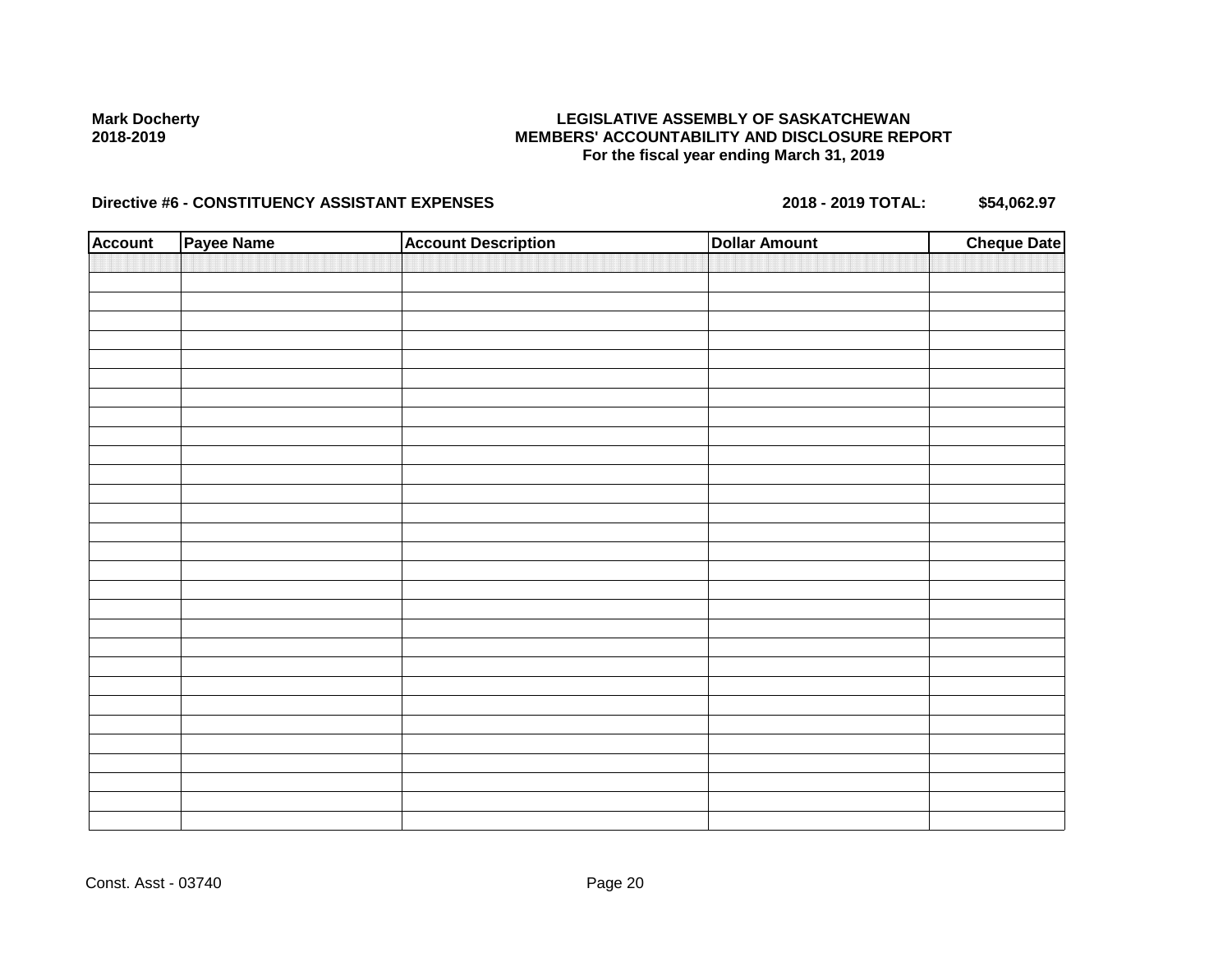**Mark Docherty**
**2018-2019**

**LEGISLATIVE ASSEMBLY OF SASKATCHEWAN**
**MEMBERS' ACCOUNTABILITY AND DISCLOSURE REPORT**
**For the fiscal year ending March 31, 2019**

**Directive #6 - CONSTITUENCY ASSISTANT EXPENSES** **2018 - 2019 TOTAL: $54,062.97**

| Account | Payee Name | Account Description | Dollar Amount | Cheque Date |
|---|---|---|---|---|
| | | | | |

Const. Asst - 03740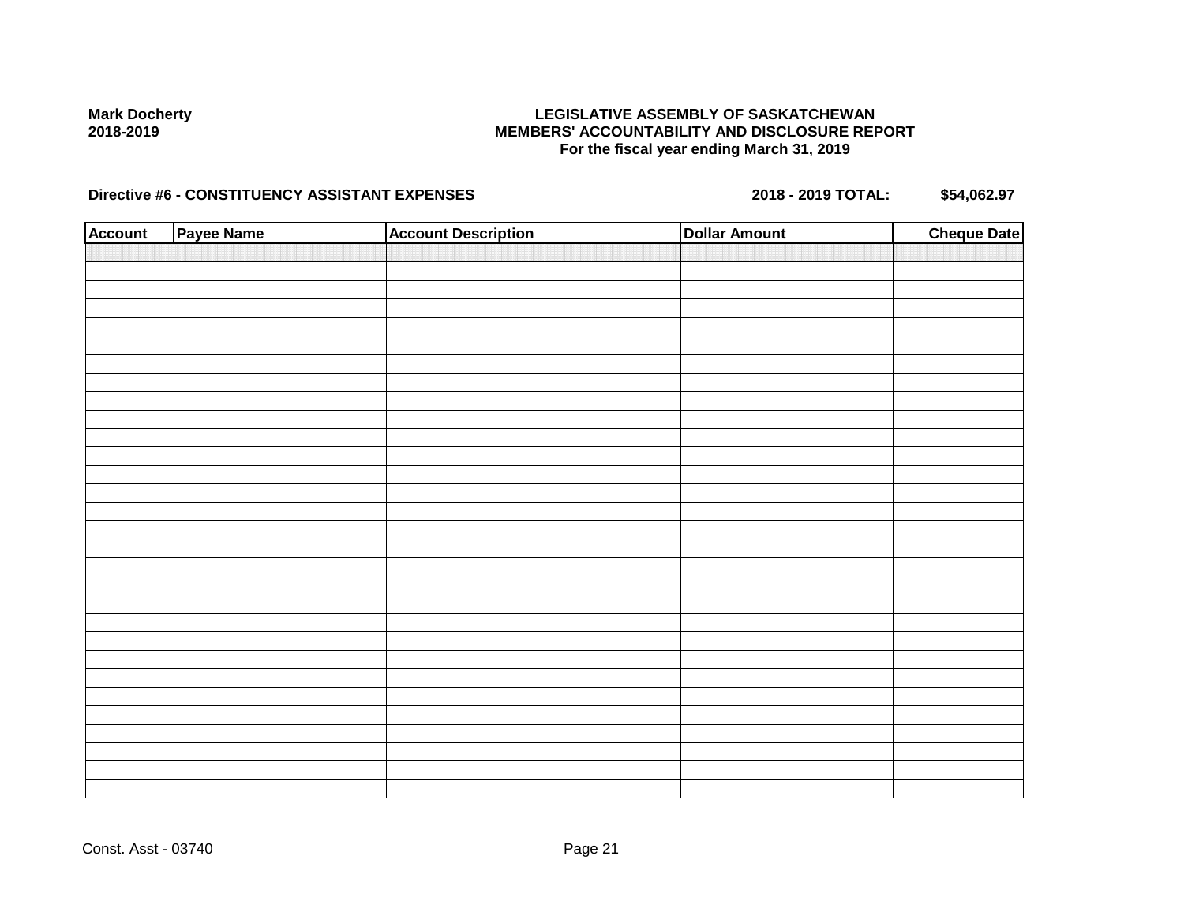**Mark Docherty**
**2018-2019**

**LEGISLATIVE ASSEMBLY OF SASKATCHEWAN**
**MEMBERS' ACCOUNTABILITY AND DISCLOSURE REPORT**
**For the fiscal year ending March 31, 2019**

**Directive #6 - CONSTITUENCY ASSISTANT EXPENSES** **2018 - 2019 TOTAL:** **$54,062.97**

| Account | Payee Name | Account Description | Dollar Amount | Cheque Date |
|---|---|---|---|---|
| | | | | |

Const. Asst - 03740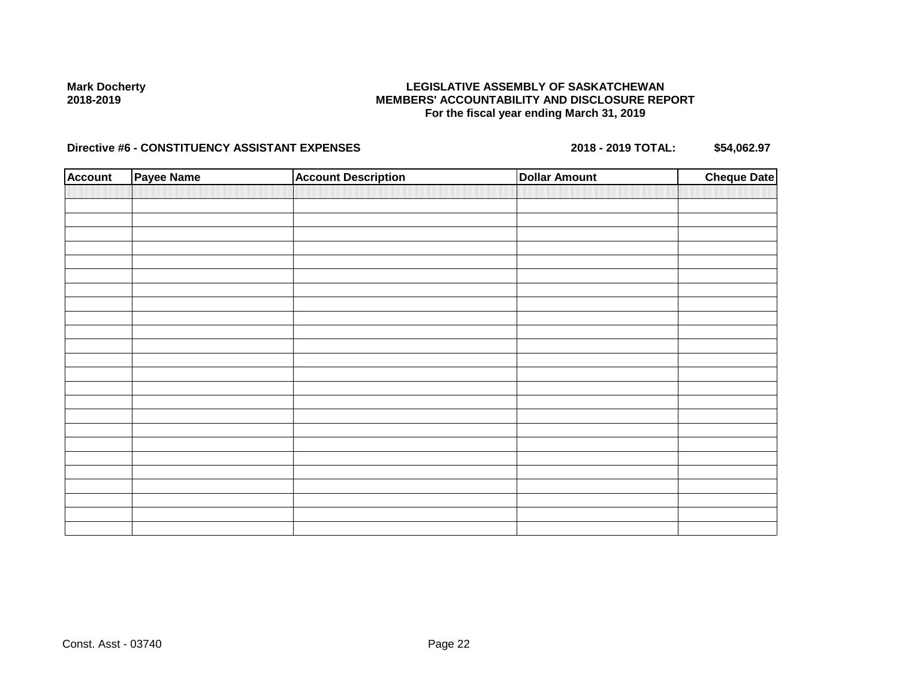**Mark Docherty**
**2018-2019**

**LEGISLATIVE ASSEMBLY OF SASKATCHEWAN**
**MEMBERS' ACCOUNTABILITY AND DISCLOSURE REPORT**
**For the fiscal year ending March 31, 2019**

**Directive #6 - CONSTITUENCY ASSISTANT EXPENSES** **2018 - 2019 TOTAL: $54,062.97**

| Account | Payee Name | Account Description | Dollar Amount | Cheque Date |
|---|---|---|---|---|
| | | | | |

Const. Asst - 03740